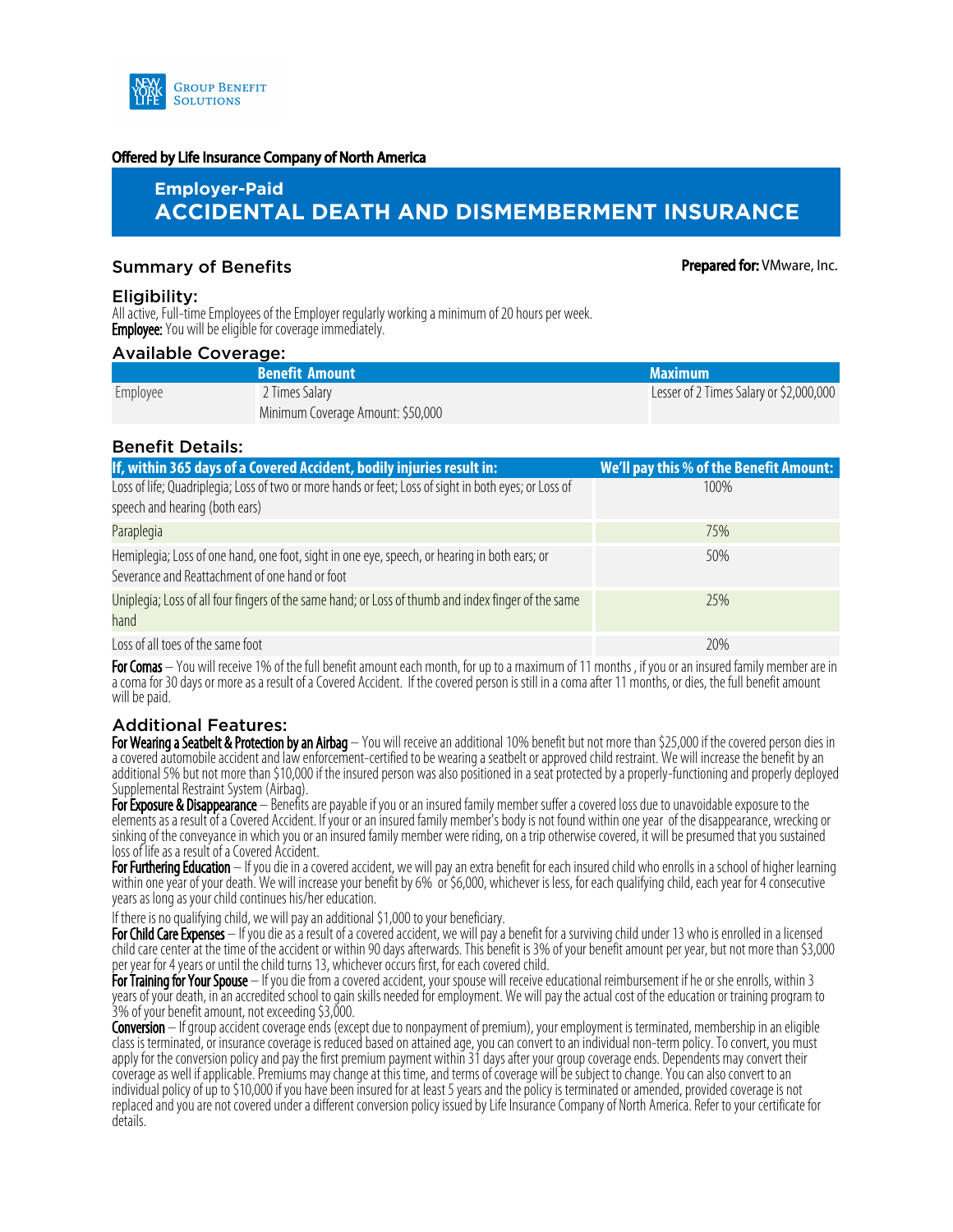Offered by Life Insurance Company of North America

# Employer-Paid
# ACCIDENTAL DEATH AND DISMEMBERMENT INSURANCE

## Summary of Benefits

**Prepared for:** VMware, Inc.

### Eligibility:

All active, Full-time Employees of the Employer regularly working a minimum of 20 hours per week.
**Employee:** You will be eligible for coverage immediately.

### Available Coverage:

| | Benefit Amount | Maximum |
|---|---|---|
| Employee | 2 Times Salary<br>Minimum Coverage Amount: $50,000 | Lesser of 2 Times Salary or $2,000,000 |

### Benefit Details:

| If, within 365 days of a Covered Accident, bodily injuries result in: | We'll pay this % of the Benefit Amount: |
|---|---|
| Loss of life; Quadriplegia; Loss of two or more hands or feet; Loss of sight in both eyes; or Loss of speech and hearing (both ears) | 100% |
| Paraplegia | 75% |
| Hemiplegia; Loss of one hand, one foot, sight in one eye, speech, or hearing in both ears; or Severance and Reattachment of one hand or foot | 50% |
| Uniplegia; Loss of all four fingers of the same hand; or Loss of thumb and index finger of the same hand | 25% |
| Loss of all toes of the same foot | 20% |

**For Comas** – You will receive 1% of the full benefit amount each month, for up to a maximum of 11 months , if you or an insured family member are in a coma for 30 days or more as a result of a Covered Accident. If the covered person is still in a coma after 11 months, or dies, the full benefit amount will be paid.

### Additional Features:

**For Wearing a Seatbelt & Protection by an Airbag** – You will receive an additional 10% benefit but not more than $25,000 if the covered person dies in a covered automobile accident and law enforcement-certified to be wearing a seatbelt or approved child restraint. We will increase the benefit by an additional 5% but not more than $10,000 if the insured person was also positioned in a seat protected by a properly-functioning and properly deployed Supplemental Restraint System (Airbag).

**For Exposure & Disappearance** – Benefits are payable if you or an insured family member suffer a covered loss due to unavoidable exposure to the elements as a result of a Covered Accident. If your or an insured family member's body is not found within one year of the disappearance, wrecking or sinking of the conveyance in which you or an insured family member were riding, on a trip otherwise covered, it will be presumed that you sustained loss of life as a result of a Covered Accident.

**For Furthering Education** – If you die in a covered accident, we will pay an extra benefit for each insured child who enrolls in a school of higher learning within one year of your death. We will increase your benefit by 6% or $6,000, whichever is less, for each qualifying child, each year for 4 consecutive years as long as your child continues his/her education.

If there is no qualifying child, we will pay an additional $1,000 to your beneficiary.

**For Child Care Expenses** – If you die as a result of a covered accident, we will pay a benefit for a surviving child under 13 who is enrolled in a licensed child care center at the time of the accident or within 90 days afterwards. This benefit is 3% of your benefit amount per year, but not more than $3,000 per year for 4 years or until the child turns 13, whichever occurs first, for each covered child.

**For Training for Your Spouse** – If you die from a covered accident, your spouse will receive educational reimbursement if he or she enrolls, within 3 years of your death, in an accredited school to gain skills needed for employment. We will pay the actual cost of the education or training program to 3% of your benefit amount, not exceeding $3,000.

**Conversion** – If group accident coverage ends (except due to nonpayment of premium), your employment is terminated, membership in an eligible class is terminated, or insurance coverage is reduced based on attained age, you can convert to an individual non-term policy. To convert, you must apply for the conversion policy and pay the first premium payment within 31 days after your group coverage ends. Dependents may convert their coverage as well if applicable. Premiums may change at this time, and terms of coverage will be subject to change. You can also convert to an individual policy of up to $10,000 if you have been insured for at least 5 years and the policy is terminated or amended, provided coverage is not replaced and you are not covered under a different conversion policy issued by Life Insurance Company of North America. Refer to your certificate for details.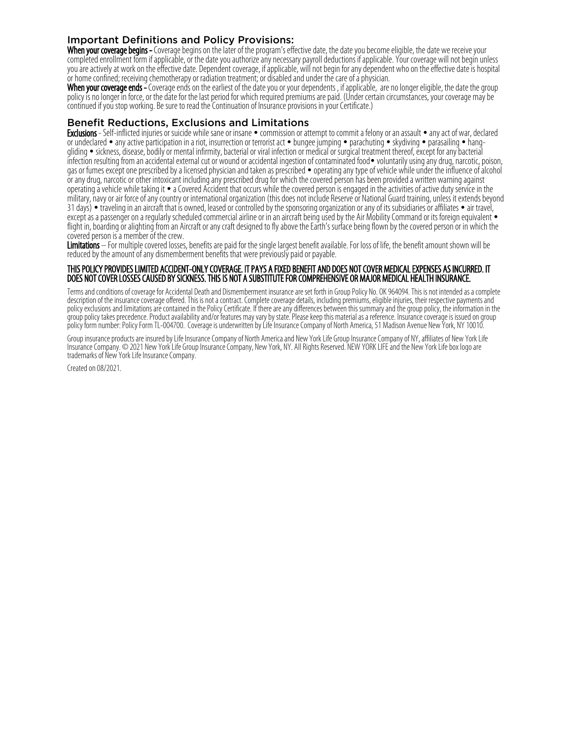## Important Definitions and Policy Provisions:

**When your coverage begins –** Coverage begins on the later of the program's effective date, the date you become eligible, the date we receive your completed enrollment form if applicable, or the date you authorize any necessary payroll deductions if applicable. Your coverage will not begin unless you are actively at work on the effective date. Dependent coverage, if applicable, will not begin for any dependent who on the effective date is hospital or home confined; receiving chemotherapy or radiation treatment; or disabled and under the care of a physician.

**When your coverage ends –** Coverage ends on the earliest of the date you or your dependents , if applicable, are no longer eligible, the date the group policy is no longer in force, or the date for the last period for which required premiums are paid. (Under certain circumstances, your coverage may be continued if you stop working. Be sure to read the Continuation of Insurance provisions in your Certificate.)

## Benefit Reductions, Exclusions and Limitations

**Exclusions** - Self-inflicted injuries or suicide while sane or insane • commission or attempt to commit a felony or an assault • any act of war, declared or undeclared • any active participation in a riot, insurrection or terrorist act • bungee jumping • parachuting • skydiving • parasailing • hang-gliding • sickness, disease, bodily or mental infirmity, bacterial or viral infection or medical or surgical treatment thereof, except for any bacterial infection resulting from an accidental external cut or wound or accidental ingestion of contaminated food • voluntarily using any drug, narcotic, poison, gas or fumes except one prescribed by a licensed physician and taken as prescribed • operating any type of vehicle while under the influence of alcohol or any drug, narcotic or other intoxicant including any prescribed drug for which the covered person has been provided a written warning against operating a vehicle while taking it • a Covered Accident that occurs while the covered person is engaged in the activities of active duty service in the military, navy or air force of any country or international organization (this does not include Reserve or National Guard training, unless it extends beyond 31 days) • traveling in an aircraft that is owned, leased or controlled by the sponsoring organization or any of its subsidiaries or affiliates • air travel, except as a passenger on a regularly scheduled commercial airline or in an aircraft being used by the Air Mobility Command or its foreign equivalent • flight in, boarding or alighting from an Aircraft or any craft designed to fly above the Earth's surface being flown by the covered person or in which the covered person is a member of the crew.

**Limitations** – For multiple covered losses, benefits are paid for the single largest benefit available. For loss of life, the benefit amount shown will be reduced by the amount of any dismemberment benefits that were previously paid or payable.

**THIS POLICY PROVIDES LIMITED ACCIDENT-ONLY COVERAGE. IT PAYS A FIXED BENEFIT AND DOES NOT COVER MEDICAL EXPENSES AS INCURRED. IT DOES NOT COVER LOSSES CAUSED BY SICKNESS. THIS IS NOT A SUBSTITUTE FOR COMPREHENSIVE OR MAJOR MEDICAL HEALTH INSURANCE.**

Terms and conditions of coverage for Accidental Death and Dismemberment insurance are set forth in Group Policy No. OK 964094. This is not intended as a complete description of the insurance coverage offered. This is not a contract. Complete coverage details, including premiums, eligible injuries, their respective payments and policy exclusions and limitations are contained in the Policy Certificate. If there are any differences between this summary and the group policy, the information in the group policy takes precedence. Product availability and/or features may vary by state. Please keep this material as a reference. Insurance coverage is issued on group policy form number: Policy Form TL-004700. Coverage is underwritten by Life Insurance Company of North America, 51 Madison Avenue New York, NY 10010.

Group insurance products are insured by Life Insurance Company of North America and New York Life Group Insurance Company of NY, affiliates of New York Life Insurance Company. © 2021 New York Life Group Insurance Company, New York, NY. All Rights Reserved. NEW YORK LIFE and the New York Life box logo are trademarks of New York Life Insurance Company.

Created on 08/2021.